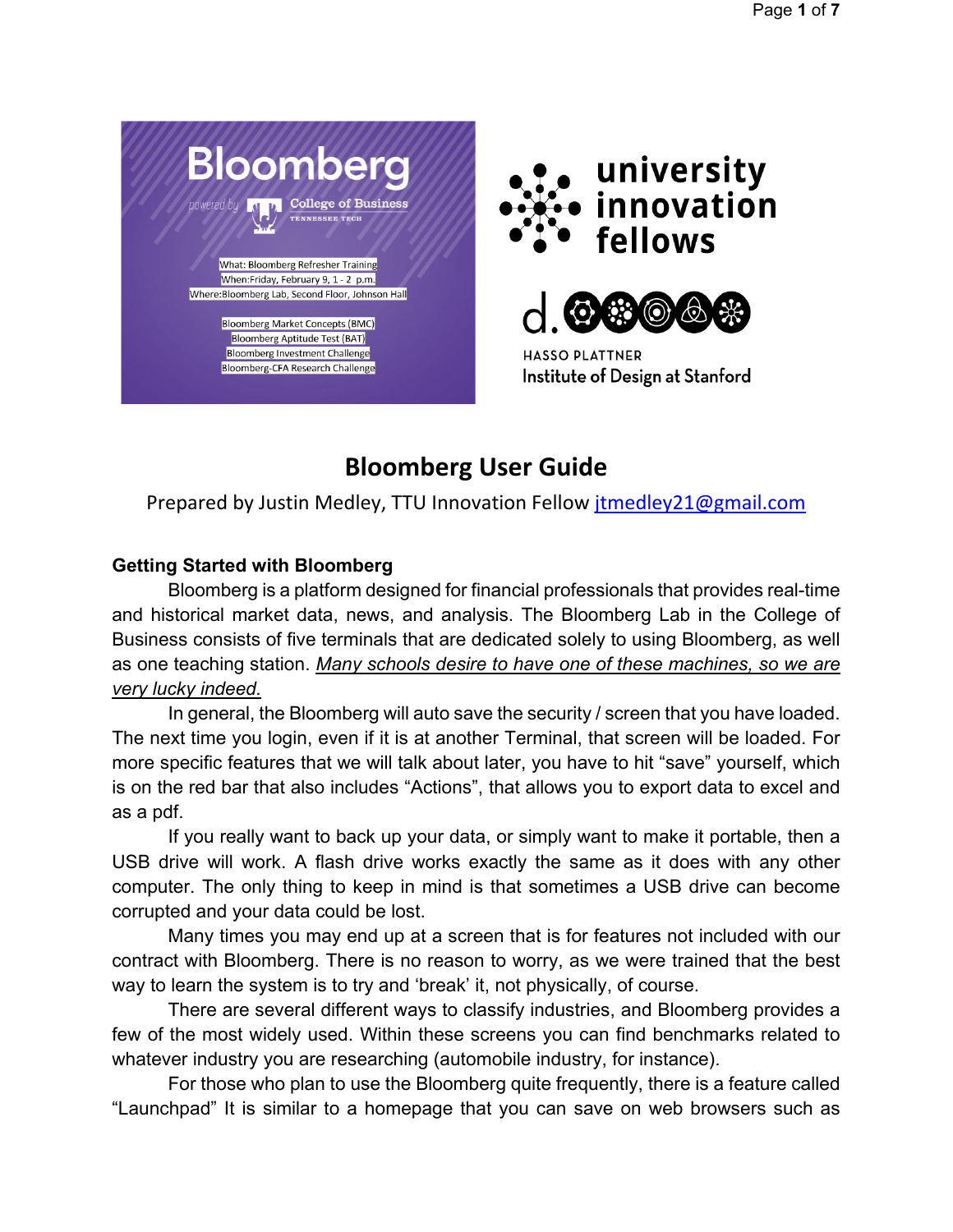# Bloomberg User Guide

Prepared by Justin Medley, TTU Innovation Fellow jtmedley21@gmail.com

**Getting Started with Bloomberg**

Bloomberg is a platform designed for financial professionals that provides real-time and historical market data, news, and analysis. The Bloomberg Lab in the College of Business consists of five terminals that are dedicated solely to using Bloomberg, as well as one teaching station. _Many schools desire to have one of these machines, so we are very lucky indeed._

In general, the Bloomberg will auto save the security / screen that you have loaded. The next time you login, even if it is at another Terminal, that screen will be loaded. For more specific features that we will talk about later, you have to hit "save" yourself, which is on the red bar that also includes "Actions", that allows you to export data to excel and as a pdf.

If you really want to back up your data, or simply want to make it portable, then a USB drive will work. A flash drive works exactly the same as it does with any other computer. The only thing to keep in mind is that sometimes a USB drive can become corrupted and your data could be lost.

Many times you may end up at a screen that is for features not included with our contract with Bloomberg. There is no reason to worry, as we were trained that the best way to learn the system is to try and 'break' it, not physically, of course.

There are several different ways to classify industries, and Bloomberg provides a few of the most widely used. Within these screens you can find benchmarks related to whatever industry you are researching (automobile industry, for instance).

For those who plan to use the Bloomberg quite frequently, there is a feature called "Launchpad" It is similar to a homepage that you can save on web browsers such as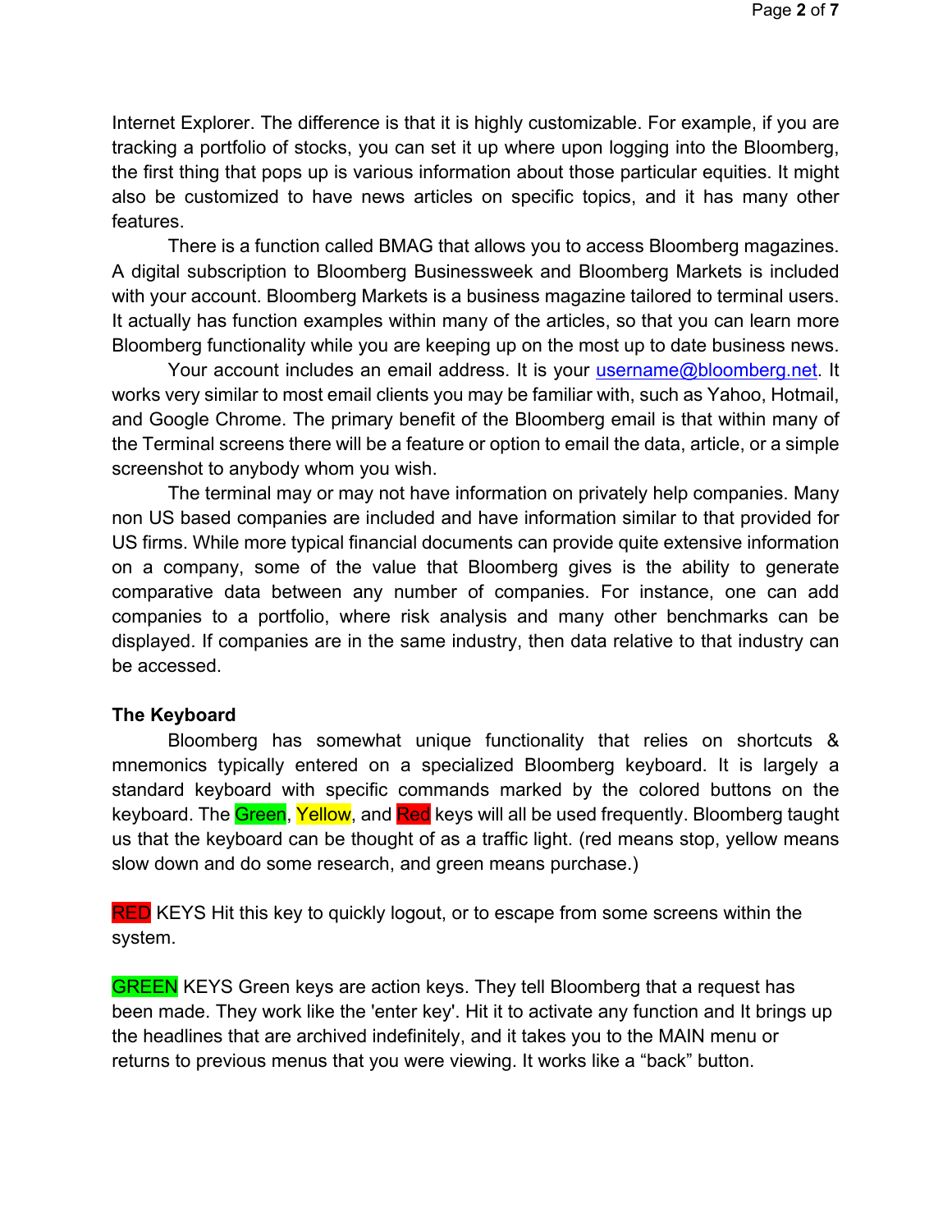Internet Explorer. The difference is that it is highly customizable. For example, if you are tracking a portfolio of stocks, you can set it up where upon logging into the Bloomberg, the first thing that pops up is various information about those particular equities. It might also be customized to have news articles on specific topics, and it has many other features.

There is a function called BMAG that allows you to access Bloomberg magazines. A digital subscription to Bloomberg Businessweek and Bloomberg Markets is included with your account. Bloomberg Markets is a business magazine tailored to terminal users. It actually has function examples within many of the articles, so that you can learn more Bloomberg functionality while you are keeping up on the most up to date business news.

Your account includes an email address. It is your username@bloomberg.net. It works very similar to most email clients you may be familiar with, such as Yahoo, Hotmail, and Google Chrome. The primary benefit of the Bloomberg email is that within many of the Terminal screens there will be a feature or option to email the data, article, or a simple screenshot to anybody whom you wish.

The terminal may or may not have information on privately help companies. Many non US based companies are included and have information similar to that provided for US firms. While more typical financial documents can provide quite extensive information on a company, some of the value that Bloomberg gives is the ability to generate comparative data between any number of companies. For instance, one can add companies to a portfolio, where risk analysis and many other benchmarks can be displayed. If companies are in the same industry, then data relative to that industry can be accessed.

**The Keyboard**

Bloomberg has somewhat unique functionality that relies on shortcuts & mnemonics typically entered on a specialized Bloomberg keyboard. It is largely a standard keyboard with specific commands marked by the colored buttons on the keyboard. The Green, Yellow, and Red keys will all be used frequently. Bloomberg taught us that the keyboard can be thought of as a traffic light. (red means stop, yellow means slow down and do some research, and green means purchase.)

RED KEYS Hit this key to quickly logout, or to escape from some screens within the system.

GREEN KEYS Green keys are action keys. They tell Bloomberg that a request has been made. They work like the 'enter key'. Hit it to activate any function and It brings up the headlines that are archived indefinitely, and it takes you to the MAIN menu or returns to previous menus that you were viewing. It works like a "back" button.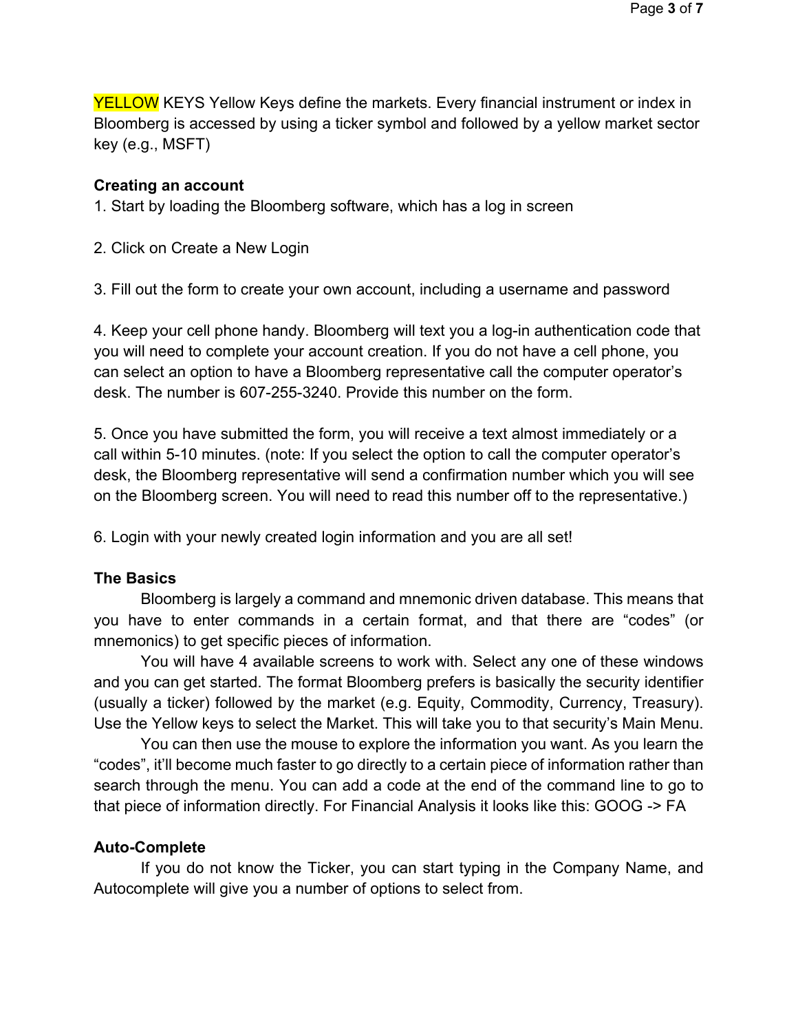YELLOW KEYS Yellow Keys define the markets. Every financial instrument or index in Bloomberg is accessed by using a ticker symbol and followed by a yellow market sector key (e.g., MSFT)

**Creating an account**

1. Start by loading the Bloomberg software, which has a log in screen

2. Click on Create a New Login

3. Fill out the form to create your own account, including a username and password

4. Keep your cell phone handy. Bloomberg will text you a log-in authentication code that you will need to complete your account creation. If you do not have a cell phone, you can select an option to have a Bloomberg representative call the computer operator's desk. The number is 607-255-3240. Provide this number on the form.

5. Once you have submitted the form, you will receive a text almost immediately or a call within 5-10 minutes. (note: If you select the option to call the computer operator's desk, the Bloomberg representative will send a confirmation number which you will see on the Bloomberg screen. You will need to read this number off to the representative.)

6. Login with your newly created login information and you are all set!

**The Basics**

Bloomberg is largely a command and mnemonic driven database. This means that you have to enter commands in a certain format, and that there are "codes" (or mnemonics) to get specific pieces of information.

You will have 4 available screens to work with. Select any one of these windows and you can get started. The format Bloomberg prefers is basically the security identifier (usually a ticker) followed by the market (e.g. Equity, Commodity, Currency, Treasury). Use the Yellow keys to select the Market. This will take you to that security's Main Menu.

You can then use the mouse to explore the information you want. As you learn the "codes", it'll become much faster to go directly to a certain piece of information rather than search through the menu. You can add a code at the end of the command line to go to that piece of information directly. For Financial Analysis it looks like this: GOOG -> FA

**Auto-Complete**

If you do not know the Ticker, you can start typing in the Company Name, and Autocomplete will give you a number of options to select from.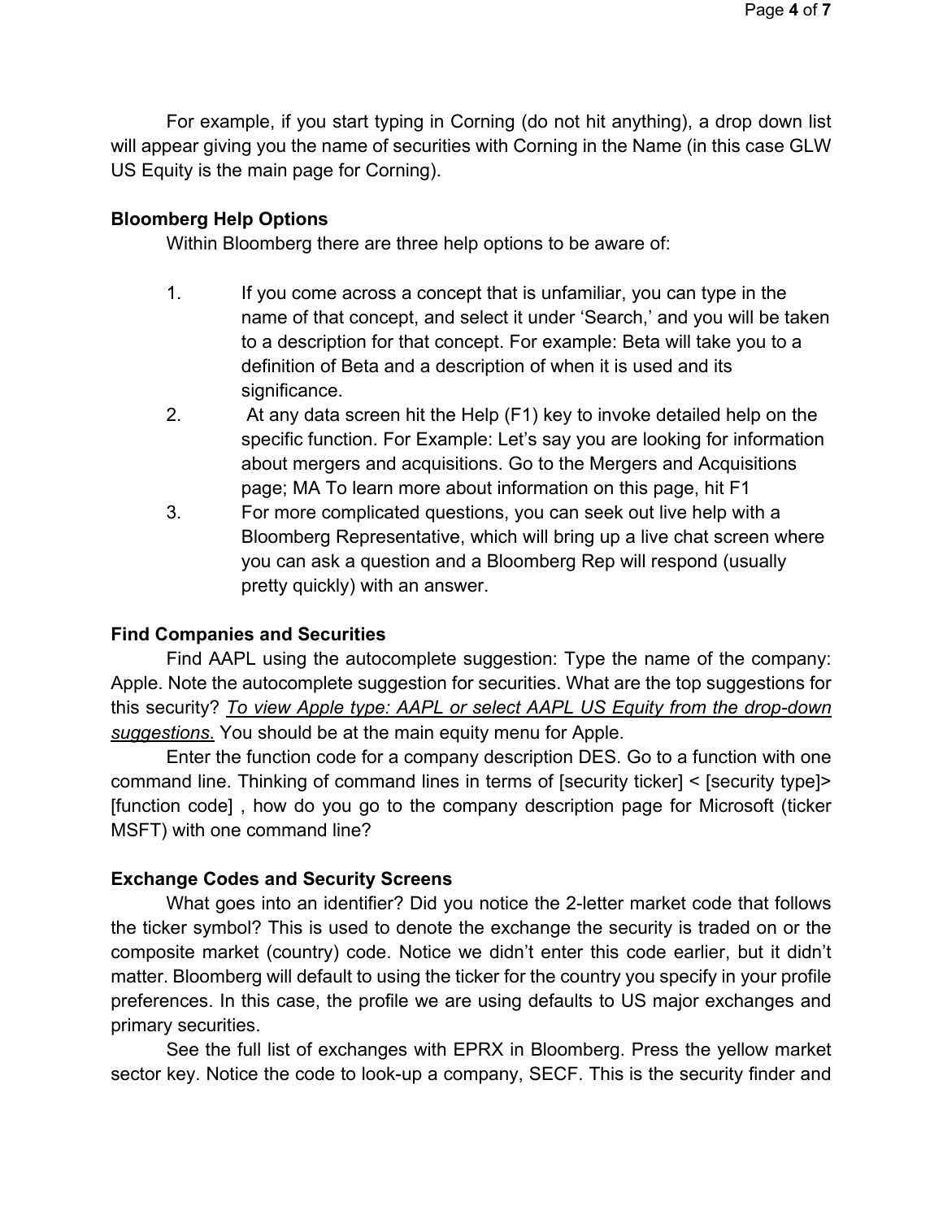For example, if you start typing in Corning (do not hit anything), a drop down list will appear giving you the name of securities with Corning in the Name (in this case GLW US Equity is the main page for Corning).

**Bloomberg Help Options**

Within Bloomberg there are three help options to be aware of:

1. If you come across a concept that is unfamiliar, you can type in the name of that concept, and select it under 'Search,' and you will be taken to a description for that concept. For example: Beta will take you to a definition of Beta and a description of when it is used and its significance.
2. At any data screen hit the Help (F1) key to invoke detailed help on the specific function. For Example: Let's say you are looking for information about mergers and acquisitions. Go to the Mergers and Acquisitions page; MA To learn more about information on this page, hit F1
3. For more complicated questions, you can seek out live help with a Bloomberg Representative, which will bring up a live chat screen where you can ask a question and a Bloomberg Rep will respond (usually pretty quickly) with an answer.

**Find Companies and Securities**

Find AAPL using the autocomplete suggestion: Type the name of the company: Apple. Note the autocomplete suggestion for securities. What are the top suggestions for this security? *To view Apple type: AAPL or select AAPL US Equity from the drop-down suggestions.* You should be at the main equity menu for Apple.

Enter the function code for a company description DES. Go to a function with one command line. Thinking of command lines in terms of [security ticker] < [security type]> [function code] , how do you go to the company description page for Microsoft (ticker MSFT) with one command line?

**Exchange Codes and Security Screens**

What goes into an identifier? Did you notice the 2-letter market code that follows the ticker symbol? This is used to denote the exchange the security is traded on or the composite market (country) code. Notice we didn't enter this code earlier, but it didn't matter. Bloomberg will default to using the ticker for the country you specify in your profile preferences. In this case, the profile we are using defaults to US major exchanges and primary securities.

See the full list of exchanges with EPRX in Bloomberg. Press the yellow market sector key. Notice the code to look-up a company, SECF. This is the security finder and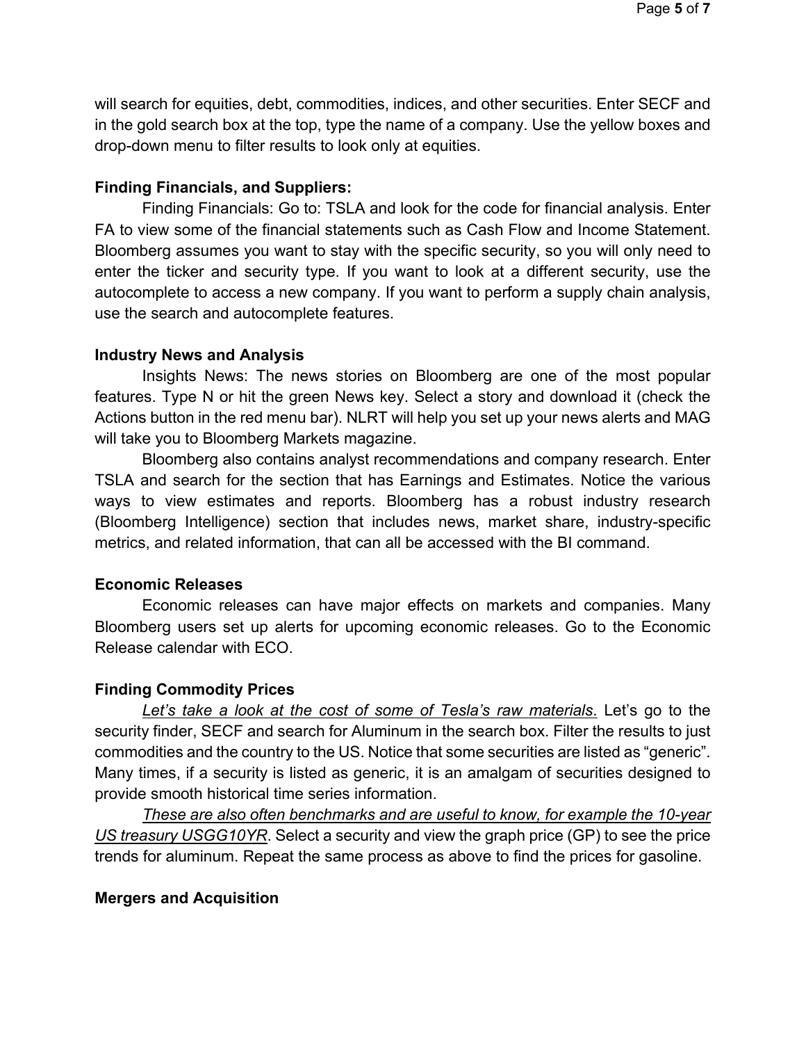will search for equities, debt, commodities, indices, and other securities. Enter SECF and in the gold search box at the top, type the name of a company. Use the yellow boxes and drop-down menu to filter results to look only at equities.

**Finding Financials, and Suppliers:**

Finding Financials: Go to: TSLA and look for the code for financial analysis. Enter FA to view some of the financial statements such as Cash Flow and Income Statement. Bloomberg assumes you want to stay with the specific security, so you will only need to enter the ticker and security type. If you want to look at a different security, use the autocomplete to access a new company. If you want to perform a supply chain analysis, use the search and autocomplete features.

**Industry News and Analysis**

Insights News: The news stories on Bloomberg are one of the most popular features. Type N or hit the green News key. Select a story and download it (check the Actions button in the red menu bar). NLRT will help you set up your news alerts and MAG will take you to Bloomberg Markets magazine.

Bloomberg also contains analyst recommendations and company research. Enter TSLA and search for the section that has Earnings and Estimates. Notice the various ways to view estimates and reports. Bloomberg has a robust industry research (Bloomberg Intelligence) section that includes news, market share, industry-specific metrics, and related information, that can all be accessed with the BI command.

**Economic Releases**

Economic releases can have major effects on markets and companies. Many Bloomberg users set up alerts for upcoming economic releases. Go to the Economic Release calendar with ECO.

**Finding Commodity Prices**

<u>*Let's take a look at the cost of some of Tesla's raw materials*</u>. Let's go to the security finder, SECF and search for Aluminum in the search box. Filter the results to just commodities and the country to the US. Notice that some securities are listed as "generic". Many times, if a security is listed as generic, it is an amalgam of securities designed to provide smooth historical time series information.

<u>*These are also often benchmarks and are useful to know, for example the 10-year US treasury USGG10YR*</u>. Select a security and view the graph price (GP) to see the price trends for aluminum. Repeat the same process as above to find the prices for gasoline.

**Mergers and Acquisition**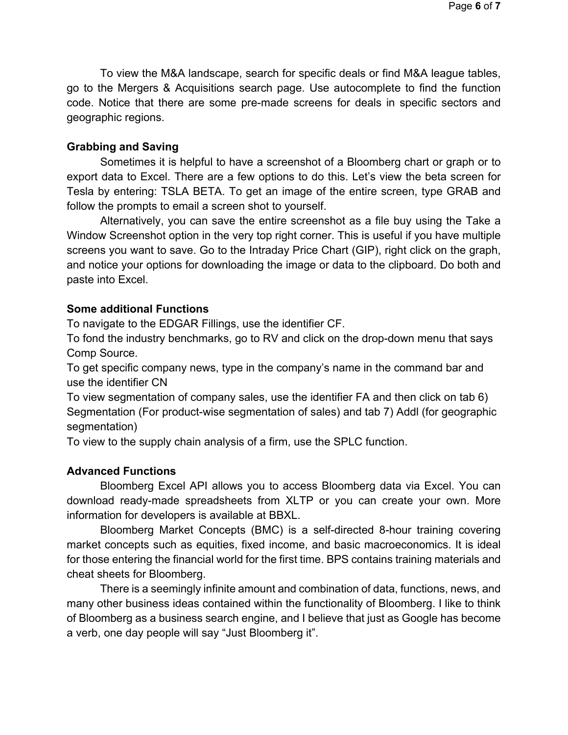To view the M&A landscape, search for specific deals or find M&A league tables, go to the Mergers & Acquisitions search page. Use autocomplete to find the function code. Notice that there are some pre-made screens for deals in specific sectors and geographic regions.

**Grabbing and Saving**

Sometimes it is helpful to have a screenshot of a Bloomberg chart or graph or to export data to Excel. There are a few options to do this. Let's view the beta screen for Tesla by entering: TSLA BETA. To get an image of the entire screen, type GRAB and follow the prompts to email a screen shot to yourself.

Alternatively, you can save the entire screenshot as a file buy using the Take a Window Screenshot option in the very top right corner. This is useful if you have multiple screens you want to save. Go to the Intraday Price Chart (GIP), right click on the graph, and notice your options for downloading the image or data to the clipboard. Do both and paste into Excel.

**Some additional Functions**

To navigate to the EDGAR Fillings, use the identifier CF.
To fond the industry benchmarks, go to RV and click on the drop-down menu that says Comp Source.
To get specific company news, type in the company's name in the command bar and use the identifier CN
To view segmentation of company sales, use the identifier FA and then click on tab 6) Segmentation (For product-wise segmentation of sales) and tab 7) Addl (for geographic segmentation)
To view to the supply chain analysis of a firm, use the SPLC function.

**Advanced Functions**

Bloomberg Excel API allows you to access Bloomberg data via Excel. You can download ready-made spreadsheets from XLTP or you can create your own. More information for developers is available at BBXL.

Bloomberg Market Concepts (BMC) is a self-directed 8-hour training covering market concepts such as equities, fixed income, and basic macroeconomics. It is ideal for those entering the financial world for the first time. BPS contains training materials and cheat sheets for Bloomberg.

There is a seemingly infinite amount and combination of data, functions, news, and many other business ideas contained within the functionality of Bloomberg. I like to think of Bloomberg as a business search engine, and I believe that just as Google has become a verb, one day people will say "Just Bloomberg it".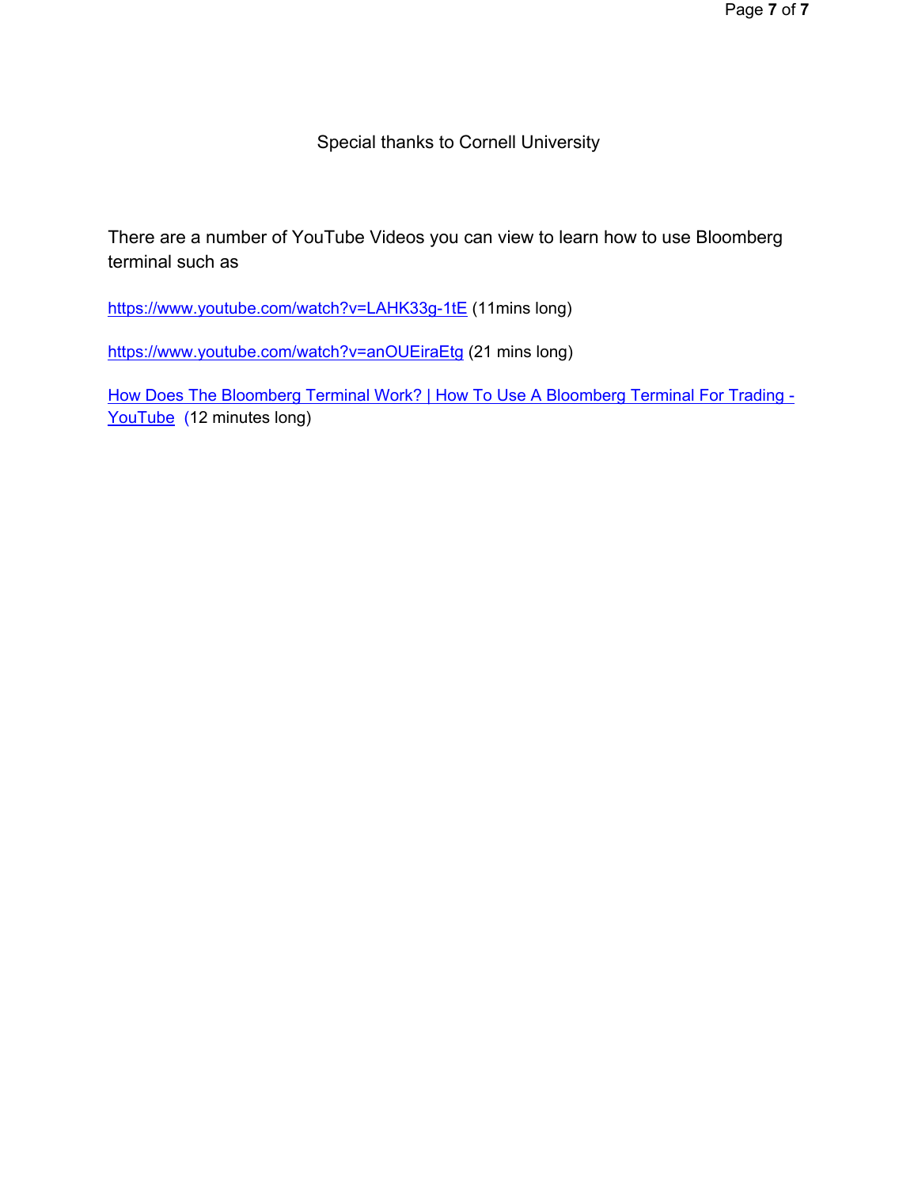Special thanks to Cornell University

There are a number of YouTube Videos you can view to learn how to use Bloomberg terminal such as

[https://www.youtube.com/watch?v=LAHK33g-1tE](https://www.youtube.com/watch?v=LAHK33g-1tE) (11mins long)

[https://www.youtube.com/watch?v=anOUEiraEtg](https://www.youtube.com/watch?v=anOUEiraEtg) (21 mins long)

How Does The Bloomberg Terminal Work? | How To Use A Bloomberg Terminal For Trading - YouTube (12 minutes long)